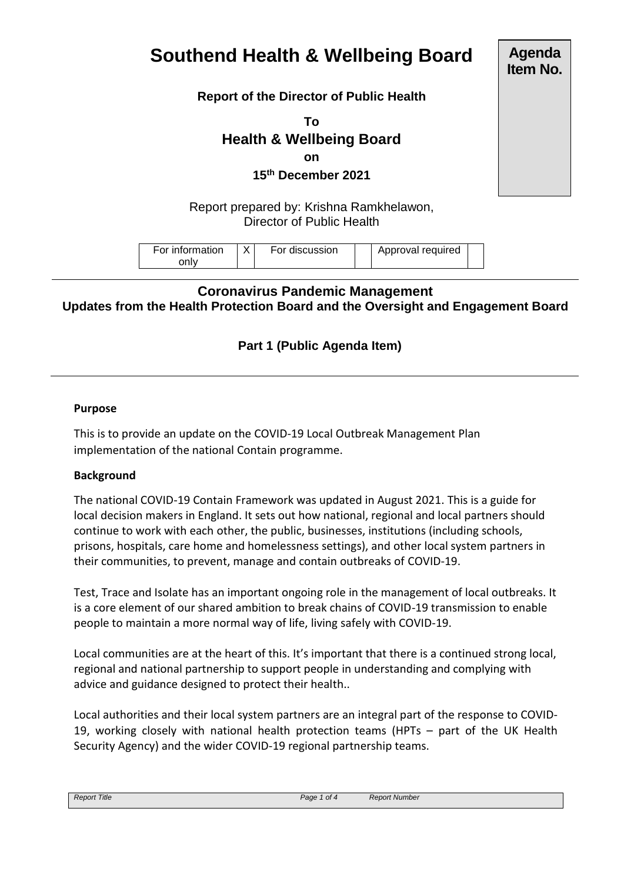# Southend Health & Wellbeing Board

**Agenda Item No.**

**Report of the Director of Public Health**

**To**

**Health & Wellbeing Board**

**on**

**15th December 2021**

Report prepared by: Krishna Ramkhelawon, Director of Public Health

| For information only | X | For discussion | | Approval required | |
|---|---|---|---|---|---|

## Coronavirus Pandemic Management

### Updates from the Health Protection Board and the Oversight and Engagement Board

### Part 1 (Public Agenda Item)

**Purpose**

This is to provide an update on the COVID-19 Local Outbreak Management Plan implementation of the national Contain programme.

**Background**

The national COVID-19 Contain Framework was updated in August 2021. This is a guide for local decision makers in England. It sets out how national, regional and local partners should continue to work with each other, the public, businesses, institutions (including schools, prisons, hospitals, care home and homelessness settings), and other local system partners in their communities, to prevent, manage and contain outbreaks of COVID-19.

Test, Trace and Isolate has an important ongoing role in the management of local outbreaks. It is a core element of our shared ambition to break chains of COVID-19 transmission to enable people to maintain a more normal way of life, living safely with COVID-19.

Local communities are at the heart of this. It's important that there is a continued strong local, regional and national partnership to support people in understanding and complying with advice and guidance designed to protect their health..

Local authorities and their local system partners are an integral part of the response to COVID-19, working closely with national health protection teams (HPTs – part of the UK Health Security Agency) and the wider COVID-19 regional partnership teams.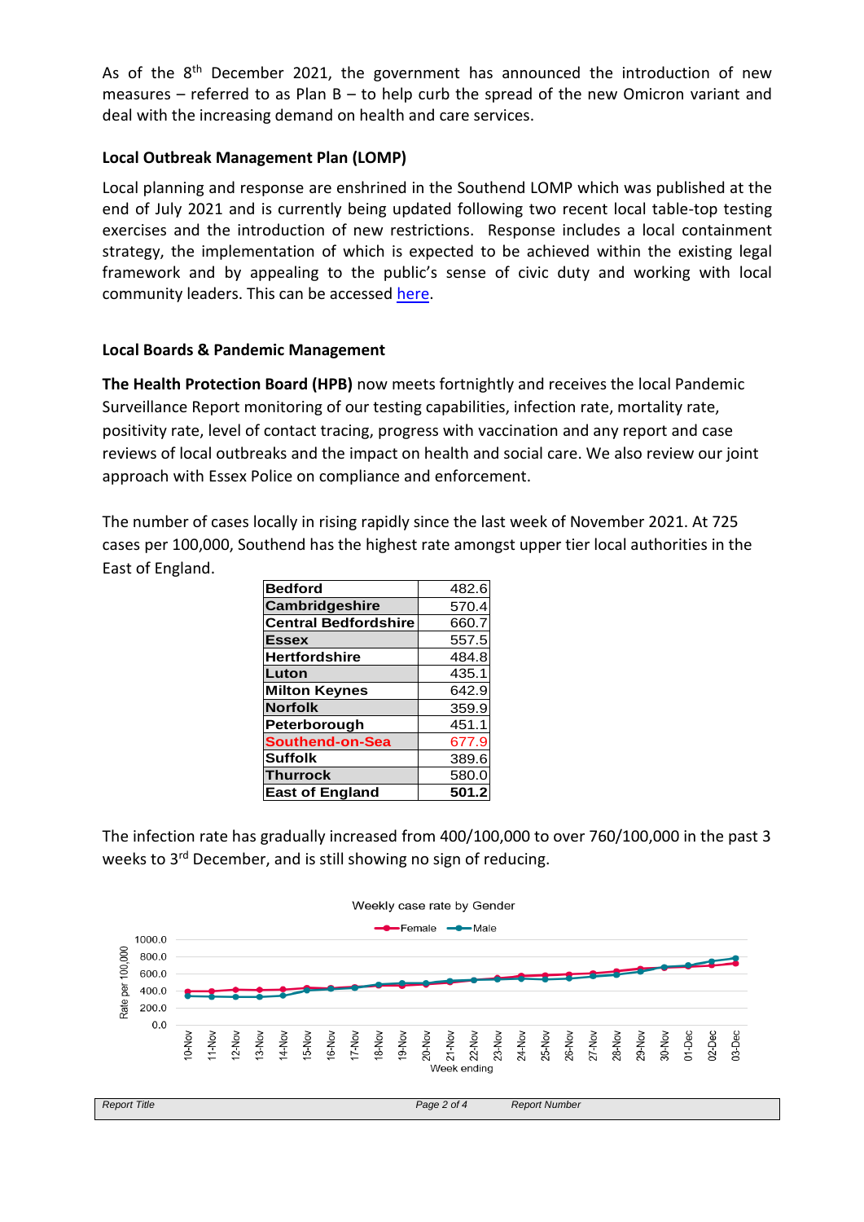As of the 8th December 2021, the government has announced the introduction of new measures – referred to as Plan B – to help curb the spread of the new Omicron variant and deal with the increasing demand on health and care services.

**Local Outbreak Management Plan (LOMP)**

Local planning and response are enshrined in the Southend LOMP which was published at the end of July 2021 and is currently being updated following two recent local table-top testing exercises and the introduction of new restrictions. Response includes a local containment strategy, the implementation of which is expected to be achieved within the existing legal framework and by appealing to the public's sense of civic duty and working with local community leaders. This can be accessed here.

**Local Boards & Pandemic Management**

**The Health Protection Board (HPB)** now meets fortnightly and receives the local Pandemic Surveillance Report monitoring of our testing capabilities, infection rate, mortality rate, positivity rate, level of contact tracing, progress with vaccination and any report and case reviews of local outbreaks and the impact on health and social care. We also review our joint approach with Essex Police on compliance and enforcement.

The number of cases locally in rising rapidly since the last week of November 2021. At 725 cases per 100,000, Southend has the highest rate amongst upper tier local authorities in the East of England.

| | |
|---|---|
| **Bedford** | 482.6 |
| **Cambridgeshire** | 570.4 |
| **Central Bedfordshire** | 660.7 |
| **Essex** | 557.5 |
| **Hertfordshire** | 484.8 |
| **Luton** | 435.1 |
| **Milton Keynes** | 642.9 |
| **Norfolk** | 359.9 |
| **Peterborough** | 451.1 |
| **Southend-on-Sea** | 677.9 |
| **Suffolk** | 389.6 |
| **Thurrock** | 580.0 |
| **East of England** | **501.2** |

The infection rate has gradually increased from 400/100,000 to over 760/100,000 in the past 3 weeks to 3rd December, and is still showing no sign of reducing.

Weekly case rate by Gender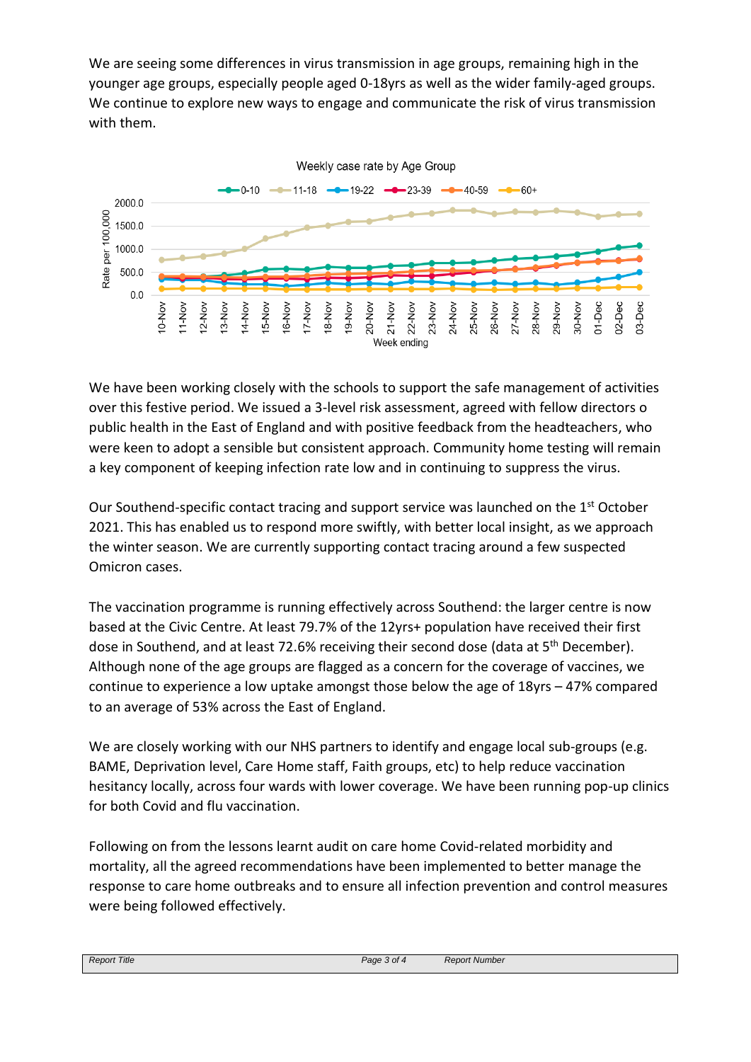We are seeing some differences in virus transmission in age groups, remaining high in the younger age groups, especially people aged 0-18yrs as well as the wider family-aged groups. We continue to explore new ways to engage and communicate the risk of virus transmission with them.

We have been working closely with the schools to support the safe management of activities over this festive period. We issued a 3-level risk assessment, agreed with fellow directors o public health in the East of England and with positive feedback from the headteachers, who were keen to adopt a sensible but consistent approach. Community home testing will remain a key component of keeping infection rate low and in continuing to suppress the virus.

Our Southend-specific contact tracing and support service was launched on the 1st October 2021. This has enabled us to respond more swiftly, with better local insight, as we approach the winter season. We are currently supporting contact tracing around a few suspected Omicron cases.

The vaccination programme is running effectively across Southend: the larger centre is now based at the Civic Centre. At least 79.7% of the 12yrs+ population have received their first dose in Southend, and at least 72.6% receiving their second dose (data at 5th December). Although none of the age groups are flagged as a concern for the coverage of vaccines, we continue to experience a low uptake amongst those below the age of 18yrs – 47% compared to an average of 53% across the East of England.

We are closely working with our NHS partners to identify and engage local sub-groups (e.g. BAME, Deprivation level, Care Home staff, Faith groups, etc) to help reduce vaccination hesitancy locally, across four wards with lower coverage. We have been running pop-up clinics for both Covid and flu vaccination.

Following on from the lessons learnt audit on care home Covid-related morbidity and mortality, all the agreed recommendations have been implemented to better manage the response to care home outbreaks and to ensure all infection prevention and control measures were being followed effectively.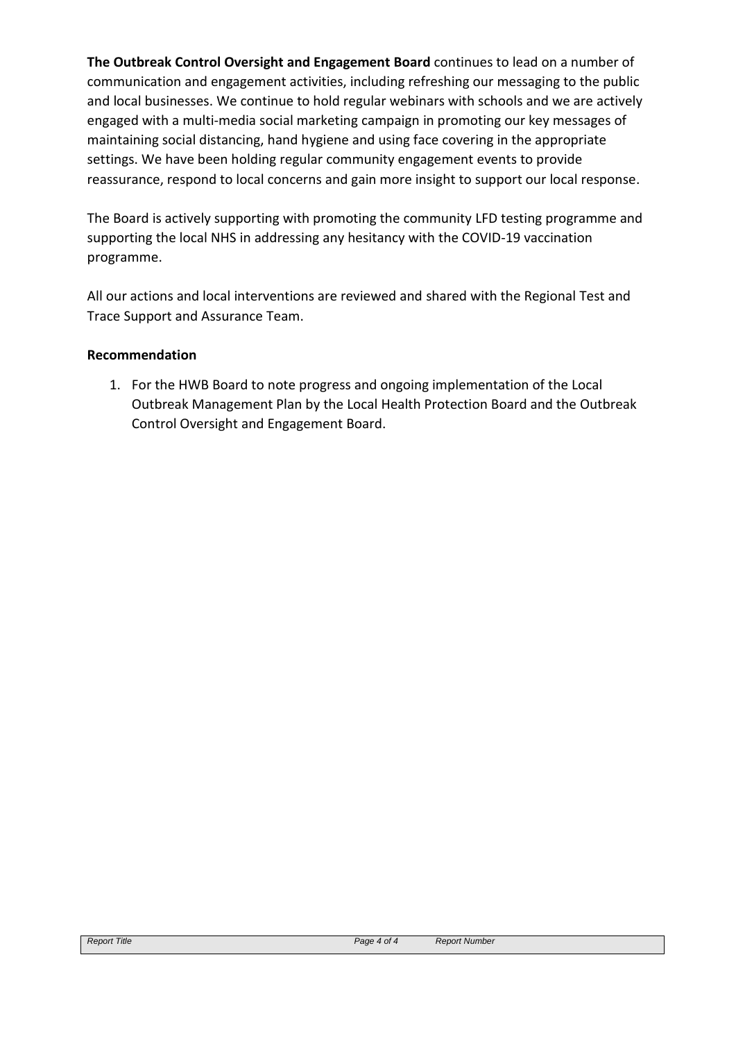**The Outbreak Control Oversight and Engagement Board** continues to lead on a number of communication and engagement activities, including refreshing our messaging to the public and local businesses. We continue to hold regular webinars with schools and we are actively engaged with a multi-media social marketing campaign in promoting our key messages of maintaining social distancing, hand hygiene and using face covering in the appropriate settings. We have been holding regular community engagement events to provide reassurance, respond to local concerns and gain more insight to support our local response.

The Board is actively supporting with promoting the community LFD testing programme and supporting the local NHS in addressing any hesitancy with the COVID-19 vaccination programme.

All our actions and local interventions are reviewed and shared with the Regional Test and Trace Support and Assurance Team.

**Recommendation**

1. For the HWB Board to note progress and ongoing implementation of the Local Outbreak Management Plan by the Local Health Protection Board and the Outbreak Control Oversight and Engagement Board.